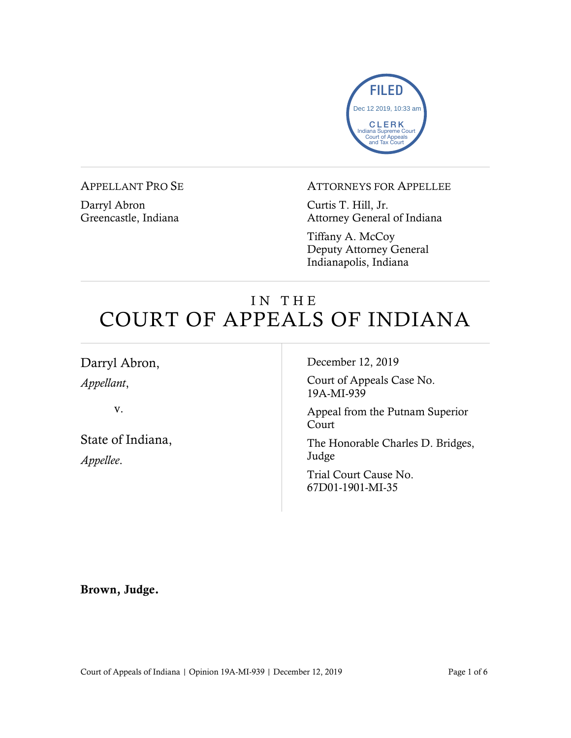FILED
Dec 12 2019, 10:33 am
CLERK
Indiana Supreme Court
Court of Appeals
and Tax Court

APPELLANT PRO SE

Darryl Abron
Greencastle, Indiana

ATTORNEYS FOR APPELLEE

Curtis T. Hill, Jr.
Attorney General of Indiana

Tiffany A. McCoy
Deputy Attorney General
Indianapolis, Indiana

# IN THE COURT OF APPEALS OF INDIANA

Darryl Abron,
*Appellant*,

v.

State of Indiana,
*Appellee*.

December 12, 2019

Court of Appeals Case No. 19A-MI-939

Appeal from the Putnam Superior Court

The Honorable Charles D. Bridges, Judge

Trial Court Cause No. 67D01-1901-MI-35

**Brown, Judge.**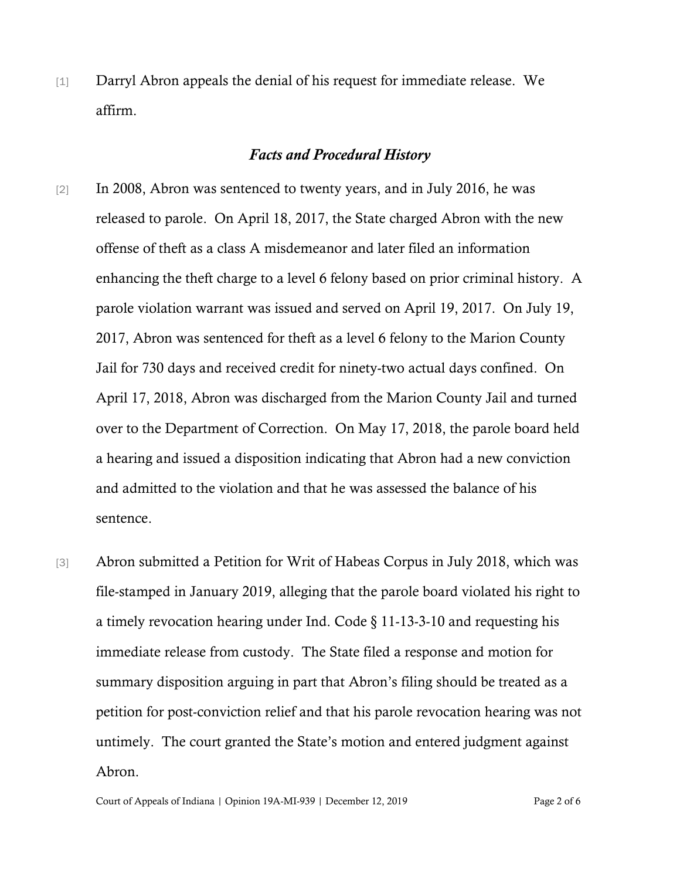[1] Darryl Abron appeals the denial of his request for immediate release. We affirm.

## *Facts and Procedural History*

[2] In 2008, Abron was sentenced to twenty years, and in July 2016, he was released to parole. On April 18, 2017, the State charged Abron with the new offense of theft as a class A misdemeanor and later filed an information enhancing the theft charge to a level 6 felony based on prior criminal history. A parole violation warrant was issued and served on April 19, 2017. On July 19, 2017, Abron was sentenced for theft as a level 6 felony to the Marion County Jail for 730 days and received credit for ninety-two actual days confined. On April 17, 2018, Abron was discharged from the Marion County Jail and turned over to the Department of Correction. On May 17, 2018, the parole board held a hearing and issued a disposition indicating that Abron had a new conviction and admitted to the violation and that he was assessed the balance of his sentence.

[3] Abron submitted a Petition for Writ of Habeas Corpus in July 2018, which was file-stamped in January 2019, alleging that the parole board violated his right to a timely revocation hearing under Ind. Code § 11-13-3-10 and requesting his immediate release from custody. The State filed a response and motion for summary disposition arguing in part that Abron's filing should be treated as a petition for post-conviction relief and that his parole revocation hearing was not untimely. The court granted the State's motion and entered judgment against Abron.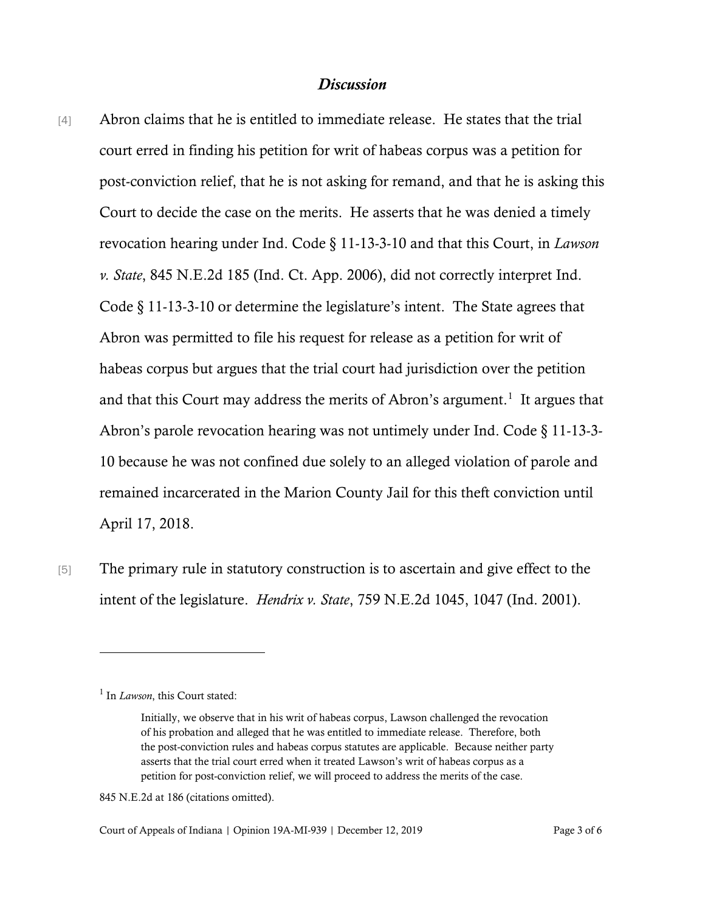### *Discussion*

[4] Abron claims that he is entitled to immediate release. He states that the trial court erred in finding his petition for writ of habeas corpus was a petition for post-conviction relief, that he is not asking for remand, and that he is asking this Court to decide the case on the merits. He asserts that he was denied a timely revocation hearing under Ind. Code § 11-13-3-10 and that this Court, in *Lawson v. State*, 845 N.E.2d 185 (Ind. Ct. App. 2006), did not correctly interpret Ind. Code § 11-13-3-10 or determine the legislature's intent. The State agrees that Abron was permitted to file his request for release as a petition for writ of habeas corpus but argues that the trial court had jurisdiction over the petition and that this Court may address the merits of Abron's argument.[1] It argues that Abron's parole revocation hearing was not untimely under Ind. Code § 11-13-3-10 because he was not confined due solely to an alleged violation of parole and remained incarcerated in the Marion County Jail for this theft conviction until April 17, 2018.

[5] The primary rule in statutory construction is to ascertain and give effect to the intent of the legislature. *Hendrix v. State*, 759 N.E.2d 1045, 1047 (Ind. 2001).

---

[1] In *Lawson*, this Court stated:

> Initially, we observe that in his writ of habeas corpus, Lawson challenged the revocation of his probation and alleged that he was entitled to immediate release. Therefore, both the post-conviction rules and habeas corpus statutes are applicable. Because neither party asserts that the trial court erred when it treated Lawson's writ of habeas corpus as a petition for post-conviction relief, we will proceed to address the merits of the case.

845 N.E.2d at 186 (citations omitted).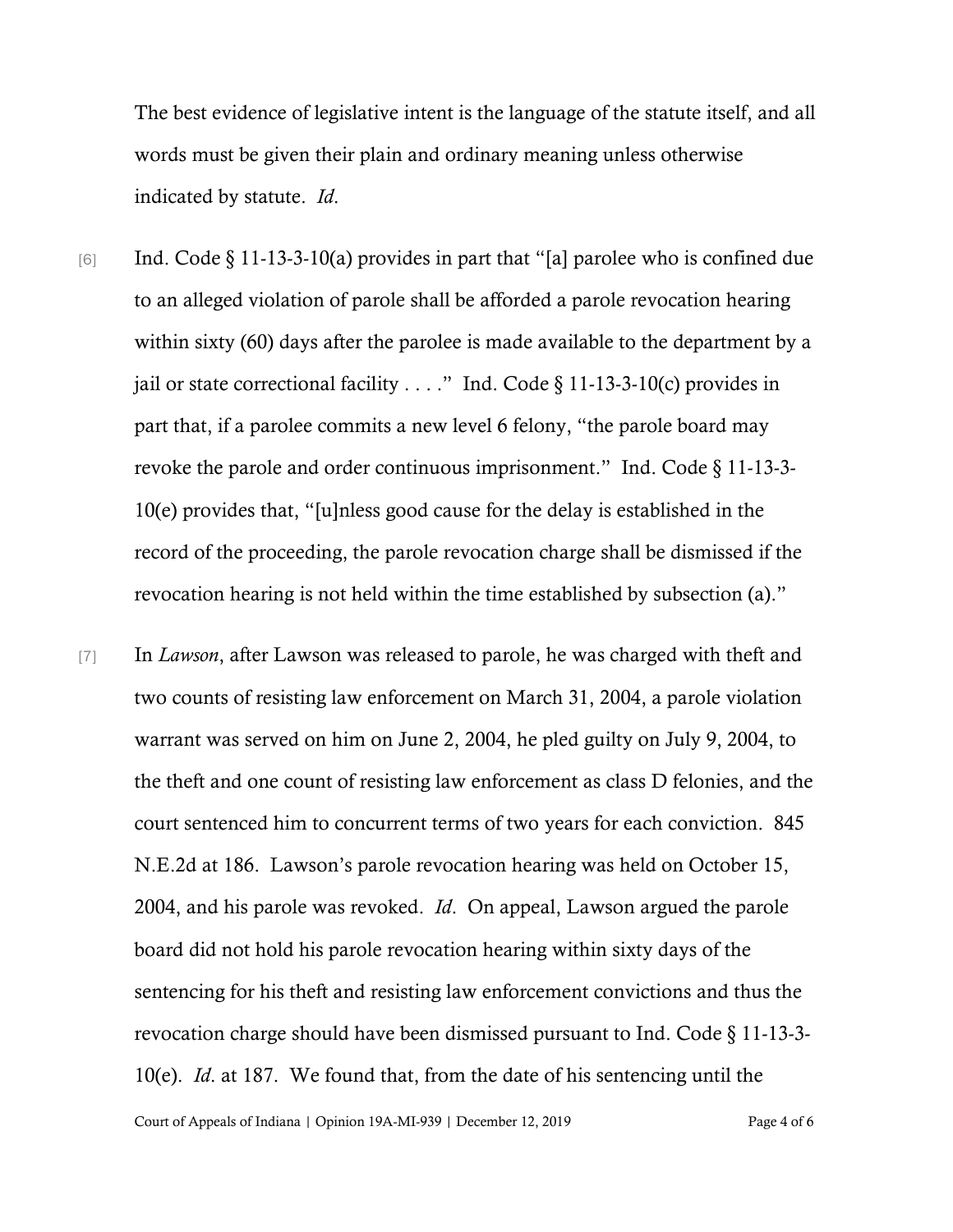The best evidence of legislative intent is the language of the statute itself, and all words must be given their plain and ordinary meaning unless otherwise indicated by statute. *Id*.

[6] Ind. Code § 11-13-3-10(a) provides in part that "[a] parolee who is confined due to an alleged violation of parole shall be afforded a parole revocation hearing within sixty (60) days after the parolee is made available to the department by a jail or state correctional facility . . . ." Ind. Code § 11-13-3-10(c) provides in part that, if a parolee commits a new level 6 felony, "the parole board may revoke the parole and order continuous imprisonment." Ind. Code § 11-13-3-10(e) provides that, "[u]nless good cause for the delay is established in the record of the proceeding, the parole revocation charge shall be dismissed if the revocation hearing is not held within the time established by subsection (a)."

[7] In *Lawson*, after Lawson was released to parole, he was charged with theft and two counts of resisting law enforcement on March 31, 2004, a parole violation warrant was served on him on June 2, 2004, he pled guilty on July 9, 2004, to the theft and one count of resisting law enforcement as class D felonies, and the court sentenced him to concurrent terms of two years for each conviction. 845 N.E.2d at 186. Lawson's parole revocation hearing was held on October 15, 2004, and his parole was revoked. *Id*. On appeal, Lawson argued the parole board did not hold his parole revocation hearing within sixty days of the sentencing for his theft and resisting law enforcement convictions and thus the revocation charge should have been dismissed pursuant to Ind. Code § 11-13-3-10(e). *Id*. at 187. We found that, from the date of his sentencing until the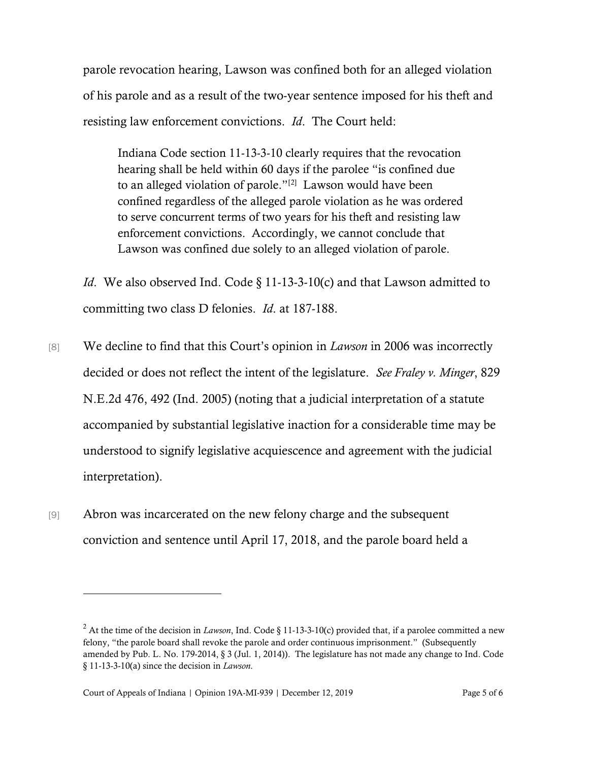parole revocation hearing, Lawson was confined both for an alleged violation of his parole and as a result of the two-year sentence imposed for his theft and resisting law enforcement convictions. *Id*. The Court held:

> Indiana Code section 11-13-3-10 clearly requires that the revocation hearing shall be held within 60 days if the parolee "is confined due to an alleged violation of parole."[2] Lawson would have been confined regardless of the alleged parole violation as he was ordered to serve concurrent terms of two years for his theft and resisting law enforcement convictions. Accordingly, we cannot conclude that Lawson was confined due solely to an alleged violation of parole.

*Id*. We also observed Ind. Code § 11-13-3-10(c) and that Lawson admitted to committing two class D felonies. *Id*. at 187-188.

[8] We decline to find that this Court's opinion in *Lawson* in 2006 was incorrectly decided or does not reflect the intent of the legislature. *See Fraley v. Minger*, 829 N.E.2d 476, 492 (Ind. 2005) (noting that a judicial interpretation of a statute accompanied by substantial legislative inaction for a considerable time may be understood to signify legislative acquiescence and agreement with the judicial interpretation).

[9] Abron was incarcerated on the new felony charge and the subsequent conviction and sentence until April 17, 2018, and the parole board held a

---

[2] At the time of the decision in *Lawson*, Ind. Code § 11-13-3-10(c) provided that, if a parolee committed a new felony, "the parole board shall revoke the parole and order continuous imprisonment." (Subsequently amended by Pub. L. No. 179-2014, § 3 (Jul. 1, 2014)). The legislature has not made any change to Ind. Code § 11-13-3-10(a) since the decision in *Lawson*.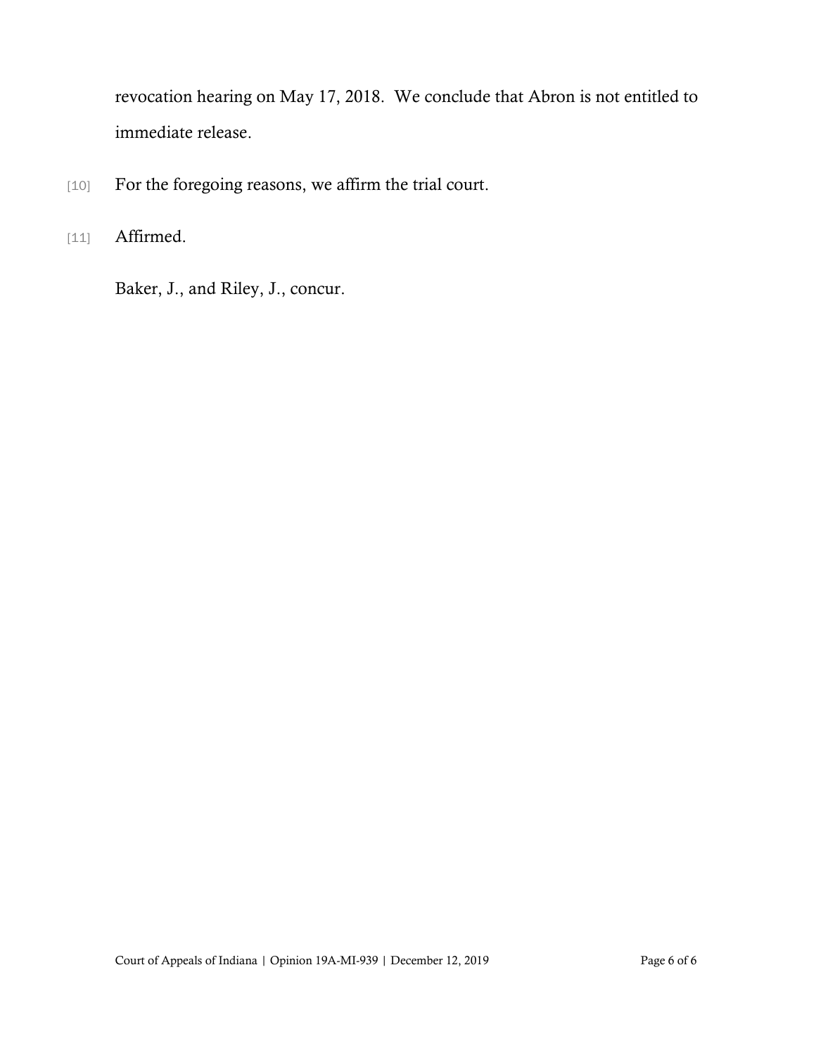revocation hearing on May 17, 2018. We conclude that Abron is not entitled to immediate release.

[10] For the foregoing reasons, we affirm the trial court.

[11] Affirmed.

Baker, J., and Riley, J., concur.